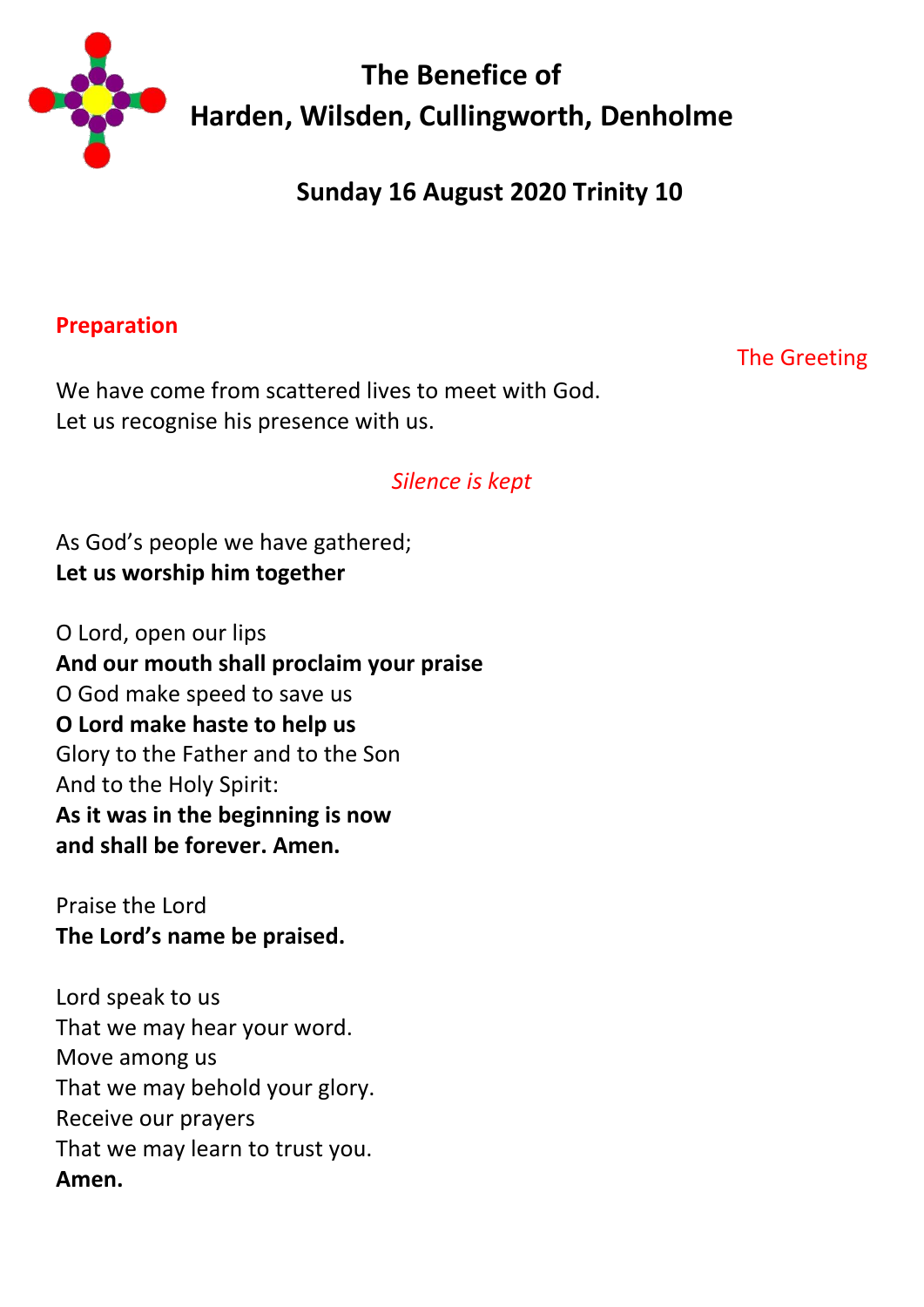# The Benefice of
# Harden, Wilsden, Cullingworth, Denholme

## Sunday 16 August 2020 Trinity 10

### Preparation

The Greeting

We have come from scattered lives to meet with God.
Let us recognise his presence with us.

*Silence is kept*

As God's people we have gathered;
**Let us worship him together**

O Lord, open our lips
**And our mouth shall proclaim your praise**
O God make speed to save us
**O Lord make haste to help us**
Glory to the Father and to the Son
And to the Holy Spirit:
**As it was in the beginning is now**
**and shall be forever. Amen.**

Praise the Lord
**The Lord's name be praised.**

Lord speak to us
That we may hear your word.
Move among us
That we may behold your glory.
Receive our prayers
That we may learn to trust you.
**Amen.**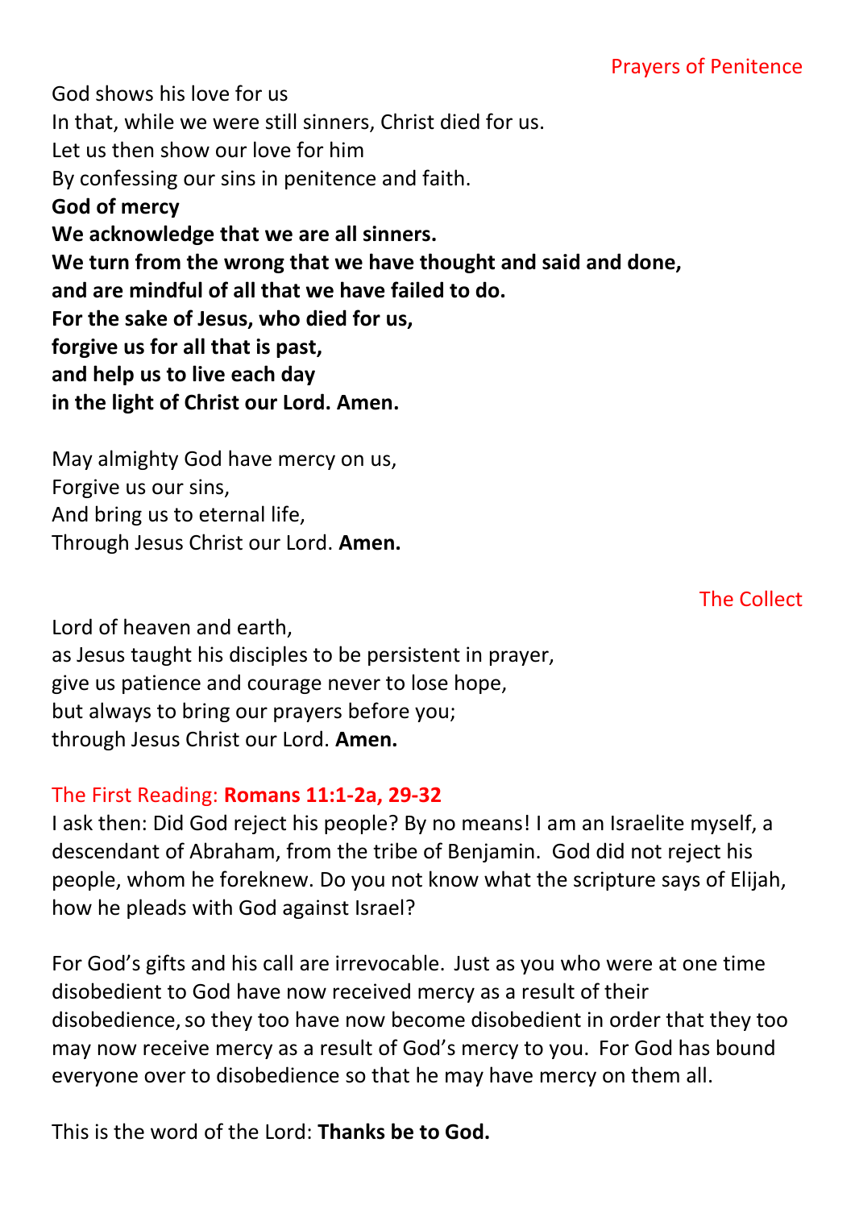## Prayers of Penitence

God shows his love for us
In that, while we were still sinners, Christ died for us.
Let us then show our love for him
By confessing our sins in penitence and faith.
**God of mercy**
**We acknowledge that we are all sinners.**
**We turn from the wrong that we have thought and said and done,**
**and are mindful of all that we have failed to do.**
**For the sake of Jesus, who died for us,**
**forgive us for all that is past,**
**and help us to live each day**
**in the light of Christ our Lord. Amen.**

May almighty God have mercy on us,
Forgive us our sins,
And bring us to eternal life,
Through Jesus Christ our Lord. **Amen.**

## The Collect

Lord of heaven and earth,
as Jesus taught his disciples to be persistent in prayer,
give us patience and courage never to lose hope,
but always to bring our prayers before you;
through Jesus Christ our Lord. **Amen.**

## The First Reading: **Romans 11:1-2a, 29-32**

I ask then: Did God reject his people? By no means! I am an Israelite myself, a descendant of Abraham, from the tribe of Benjamin. God did not reject his people, whom he foreknew. Do you not know what the scripture says of Elijah, how he pleads with God against Israel?

For God's gifts and his call are irrevocable. Just as you who were at one time disobedient to God have now received mercy as a result of their disobedience, so they too have now become disobedient in order that they too may now receive mercy as a result of God's mercy to you. For God has bound everyone over to disobedience so that he may have mercy on them all.

This is the word of the Lord: **Thanks be to God.**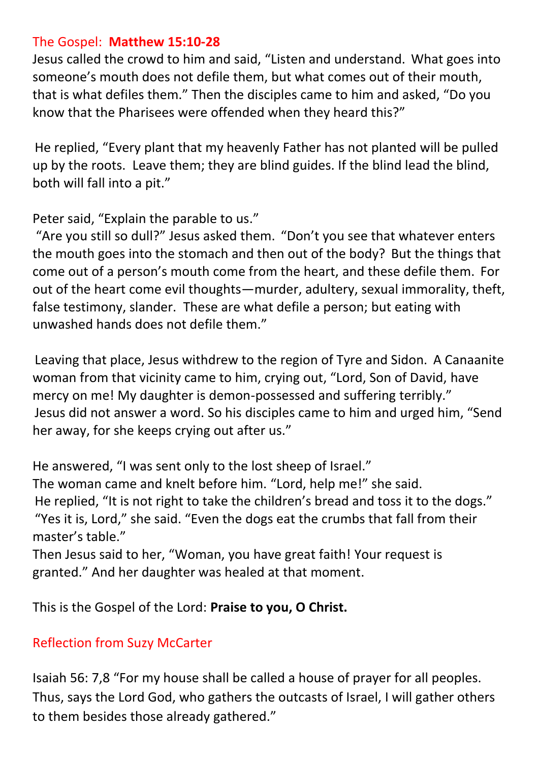## The Gospel: **Matthew 15:10-28**

Jesus called the crowd to him and said, "Listen and understand. What goes into someone's mouth does not defile them, but what comes out of their mouth, that is what defiles them." Then the disciples came to him and asked, "Do you know that the Pharisees were offended when they heard this?"

He replied, "Every plant that my heavenly Father has not planted will be pulled up by the roots. Leave them; they are blind guides. If the blind lead the blind, both will fall into a pit."

Peter said, "Explain the parable to us."
"Are you still so dull?" Jesus asked them. "Don't you see that whatever enters the mouth goes into the stomach and then out of the body? But the things that come out of a person's mouth come from the heart, and these defile them. For out of the heart come evil thoughts—murder, adultery, sexual immorality, theft, false testimony, slander. These are what defile a person; but eating with unwashed hands does not defile them."

Leaving that place, Jesus withdrew to the region of Tyre and Sidon. A Canaanite woman from that vicinity came to him, crying out, "Lord, Son of David, have mercy on me! My daughter is demon-possessed and suffering terribly."
Jesus did not answer a word. So his disciples came to him and urged him, "Send her away, for she keeps crying out after us."

He answered, "I was sent only to the lost sheep of Israel."
The woman came and knelt before him. "Lord, help me!" she said.
He replied, "It is not right to take the children's bread and toss it to the dogs."
"Yes it is, Lord," she said. "Even the dogs eat the crumbs that fall from their master's table."
Then Jesus said to her, "Woman, you have great faith! Your request is granted." And her daughter was healed at that moment.

This is the Gospel of the Lord: **Praise to you, O Christ.**

## Reflection from Suzy McCarter

Isaiah 56: 7,8 "For my house shall be called a house of prayer for all peoples. Thus, says the Lord God, who gathers the outcasts of Israel, I will gather others to them besides those already gathered."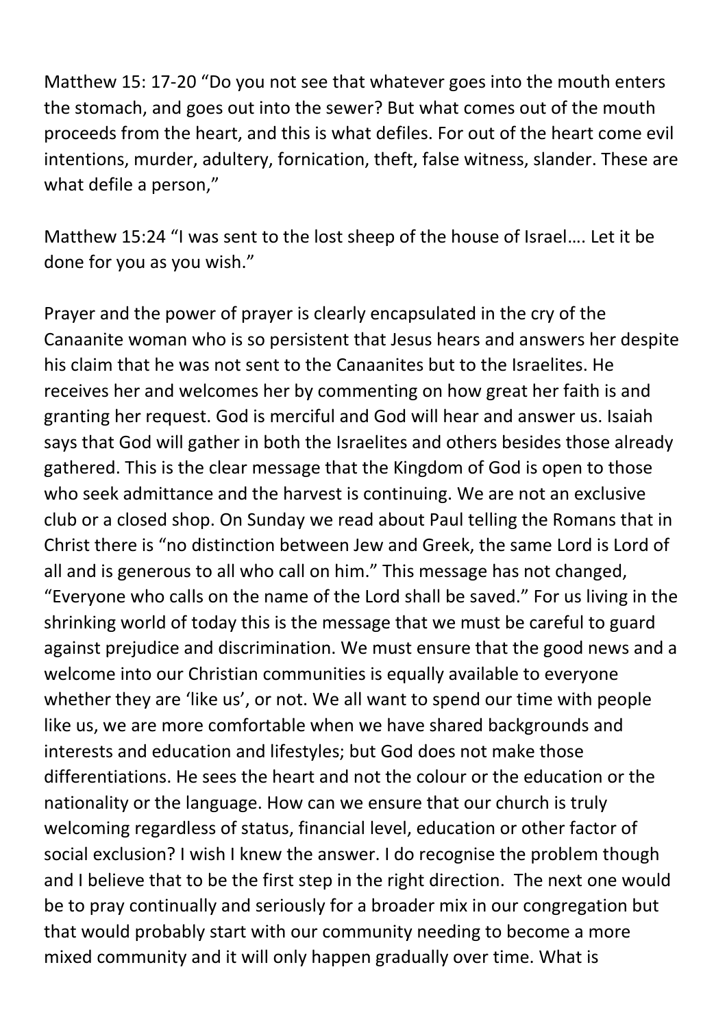Matthew 15: 17-20 "Do you not see that whatever goes into the mouth enters the stomach, and goes out into the sewer? But what comes out of the mouth proceeds from the heart, and this is what defiles. For out of the heart come evil intentions, murder, adultery, fornication, theft, false witness, slander. These are what defile a person,"

Matthew 15:24 "I was sent to the lost sheep of the house of Israel…. Let it be done for you as you wish."

Prayer and the power of prayer is clearly encapsulated in the cry of the Canaanite woman who is so persistent that Jesus hears and answers her despite his claim that he was not sent to the Canaanites but to the Israelites. He receives her and welcomes her by commenting on how great her faith is and granting her request. God is merciful and God will hear and answer us. Isaiah says that God will gather in both the Israelites and others besides those already gathered. This is the clear message that the Kingdom of God is open to those who seek admittance and the harvest is continuing. We are not an exclusive club or a closed shop. On Sunday we read about Paul telling the Romans that in Christ there is "no distinction between Jew and Greek, the same Lord is Lord of all and is generous to all who call on him." This message has not changed, "Everyone who calls on the name of the Lord shall be saved." For us living in the shrinking world of today this is the message that we must be careful to guard against prejudice and discrimination. We must ensure that the good news and a welcome into our Christian communities is equally available to everyone whether they are 'like us', or not. We all want to spend our time with people like us, we are more comfortable when we have shared backgrounds and interests and education and lifestyles; but God does not make those differentiations. He sees the heart and not the colour or the education or the nationality or the language. How can we ensure that our church is truly welcoming regardless of status, financial level, education or other factor of social exclusion? I wish I knew the answer. I do recognise the problem though and I believe that to be the first step in the right direction. The next one would be to pray continually and seriously for a broader mix in our congregation but that would probably start with our community needing to become a more mixed community and it will only happen gradually over time. What is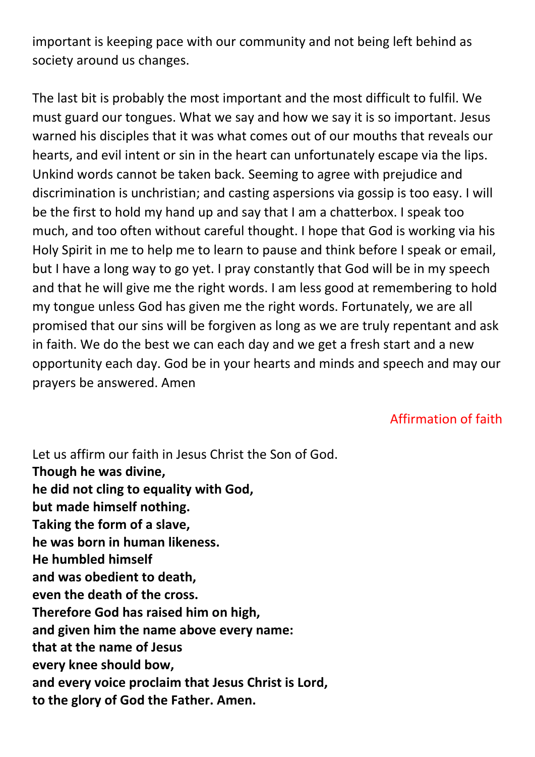important is keeping pace with our community and not being left behind as society around us changes.

The last bit is probably the most important and the most difficult to fulfil. We must guard our tongues. What we say and how we say it is so important. Jesus warned his disciples that it was what comes out of our mouths that reveals our hearts, and evil intent or sin in the heart can unfortunately escape via the lips. Unkind words cannot be taken back. Seeming to agree with prejudice and discrimination is unchristian; and casting aspersions via gossip is too easy. I will be the first to hold my hand up and say that I am a chatterbox. I speak too much, and too often without careful thought. I hope that God is working via his Holy Spirit in me to help me to learn to pause and think before I speak or email, but I have a long way to go yet. I pray constantly that God will be in my speech and that he will give me the right words. I am less good at remembering to hold my tongue unless God has given me the right words. Fortunately, we are all promised that our sins will be forgiven as long as we are truly repentant and ask in faith. We do the best we can each day and we get a fresh start and a new opportunity each day. God be in your hearts and minds and speech and may our prayers be answered. Amen

## Affirmation of faith

Let us affirm our faith in Jesus Christ the Son of God.
**Though he was divine,**
**he did not cling to equality with God,**
**but made himself nothing.**
**Taking the form of a slave,**
**he was born in human likeness.**
**He humbled himself**
**and was obedient to death,**
**even the death of the cross.**
**Therefore God has raised him on high,**
**and given him the name above every name:**
**that at the name of Jesus**
**every knee should bow,**
**and every voice proclaim that Jesus Christ is Lord,**
**to the glory of God the Father. Amen.**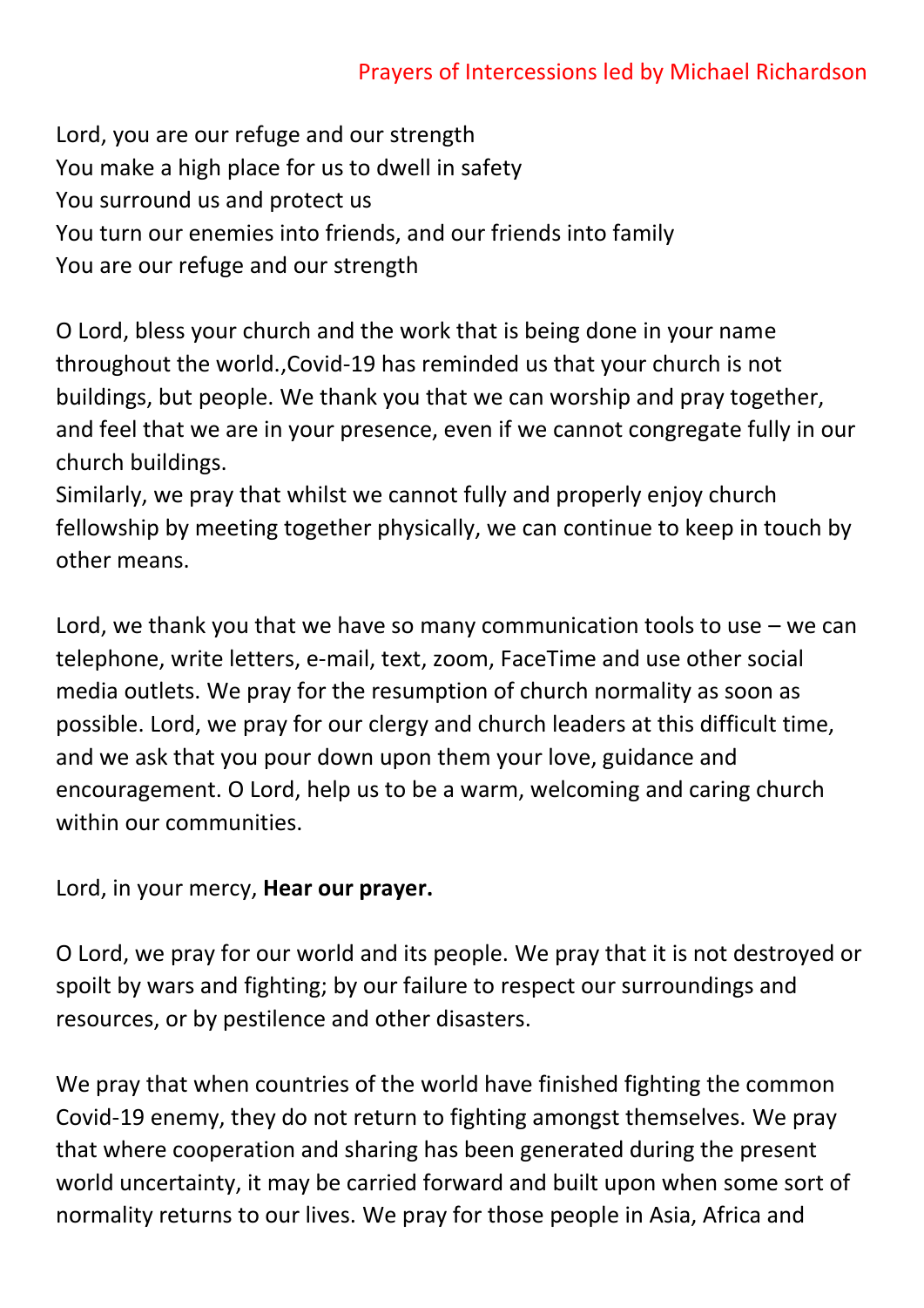Prayers of Intercessions led by Michael Richardson

Lord, you are our refuge and our strength
You make a high place for us to dwell in safety
You surround us and protect us
You turn our enemies into friends, and our friends into family
You are our refuge and our strength

O Lord, bless your church and the work that is being done in your name throughout the world.,Covid-19 has reminded us that your church is not buildings, but people. We thank you that we can worship and pray together, and feel that we are in your presence, even if we cannot congregate fully in our church buildings.
Similarly, we pray that whilst we cannot fully and properly enjoy church fellowship by meeting together physically, we can continue to keep in touch by other means.

Lord, we thank you that we have so many communication tools to use – we can telephone, write letters, e-mail, text, zoom, FaceTime and use other social media outlets. We pray for the resumption of church normality as soon as possible. Lord, we pray for our clergy and church leaders at this difficult time, and we ask that you pour down upon them your love, guidance and encouragement. O Lord, help us to be a warm, welcoming and caring church within our communities.

Lord, in your mercy, **Hear our prayer.**

O Lord, we pray for our world and its people. We pray that it is not destroyed or spoilt by wars and fighting; by our failure to respect our surroundings and resources, or by pestilence and other disasters.

We pray that when countries of the world have finished fighting the common Covid-19 enemy, they do not return to fighting amongst themselves. We pray that where cooperation and sharing has been generated during the present world uncertainty, it may be carried forward and built upon when some sort of normality returns to our lives. We pray for those people in Asia, Africa and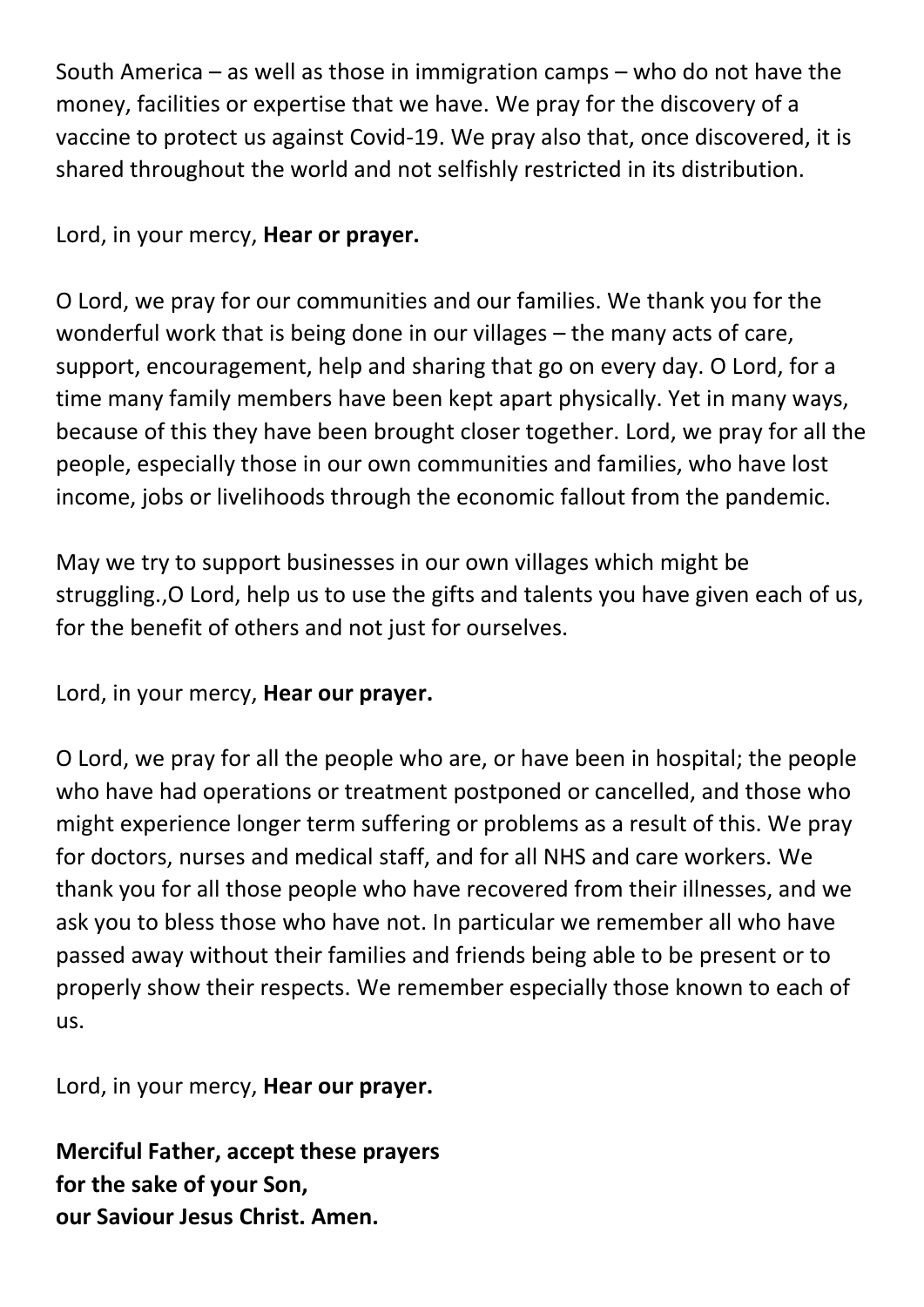South America – as well as those in immigration camps – who do not have the money, facilities or expertise that we have. We pray for the discovery of a vaccine to protect us against Covid-19. We pray also that, once discovered, it is shared throughout the world and not selfishly restricted in its distribution.

Lord, in your mercy, **Hear or prayer.**

O Lord, we pray for our communities and our families. We thank you for the wonderful work that is being done in our villages – the many acts of care, support, encouragement, help and sharing that go on every day. O Lord, for a time many family members have been kept apart physically. Yet in many ways, because of this they have been brought closer together. Lord, we pray for all the people, especially those in our own communities and families, who have lost income, jobs or livelihoods through the economic fallout from the pandemic.

May we try to support businesses in our own villages which might be struggling.,O Lord, help us to use the gifts and talents you have given each of us, for the benefit of others and not just for ourselves.

Lord, in your mercy, **Hear our prayer.**

O Lord, we pray for all the people who are, or have been in hospital; the people who have had operations or treatment postponed or cancelled, and those who might experience longer term suffering or problems as a result of this. We pray for doctors, nurses and medical staff, and for all NHS and care workers. We thank you for all those people who have recovered from their illnesses, and we ask you to bless those who have not. In particular we remember all who have passed away without their families and friends being able to be present or to properly show their respects. We remember especially those known to each of us.

Lord, in your mercy, **Hear our prayer.**

**Merciful Father, accept these prayers**
**for the sake of your Son,**
**our Saviour Jesus Christ. Amen.**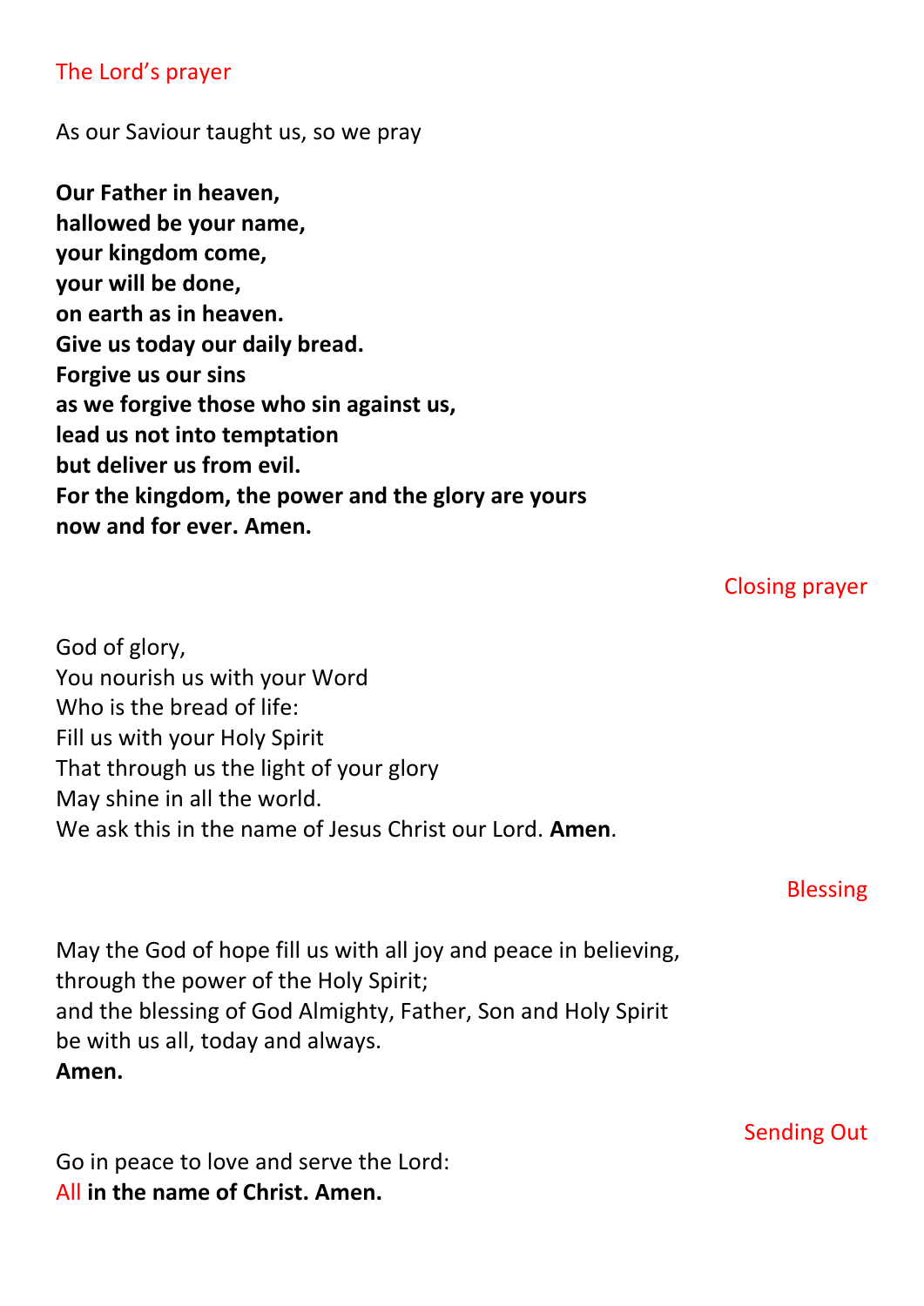## The Lord's prayer

As our Saviour taught us, so we pray

**Our Father in heaven,**
**hallowed be your name,**
**your kingdom come,**
**your will be done,**
**on earth as in heaven.**
**Give us today our daily bread.**
**Forgive us our sins**
**as we forgive those who sin against us,**
**lead us not into temptation**
**but deliver us from evil.**
**For the kingdom, the power and the glory are yours**
**now and for ever. Amen.**

## Closing prayer

God of glory,
You nourish us with your Word
Who is the bread of life:
Fill us with your Holy Spirit
That through us the light of your glory
May shine in all the world.
We ask this in the name of Jesus Christ our Lord. **Amen**.

## Blessing

May the God of hope fill us with all joy and peace in believing,
through the power of the Holy Spirit;
and the blessing of God Almighty, Father, Son and Holy Spirit
be with us all, today and always.
**Amen.**

## Sending Out

Go in peace to love and serve the Lord:
All **in the name of Christ. Amen.**